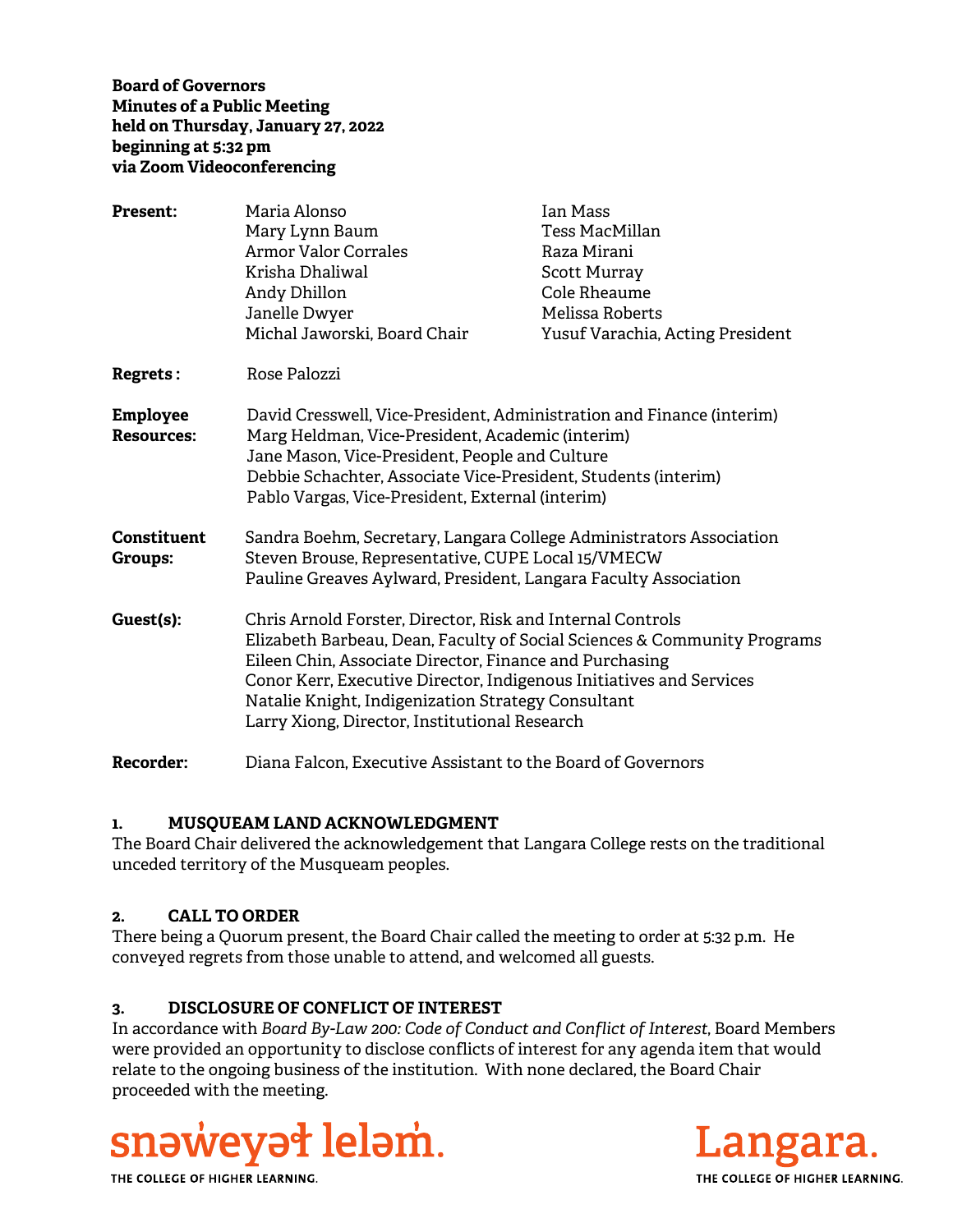**Board of Governors**
**Minutes of a Public Meeting**
**held on Thursday, January 27, 2022**
**beginning at 5:32 pm**
**via Zoom Videoconferencing**

| | | |
|---|---|---|
| **Present:** | Maria Alonso | Ian Mass |
| | Mary Lynn Baum | Tess MacMillan |
| | Armor Valor Corrales | Raza Mirani |
| | Krisha Dhaliwal | Scott Murray |
| | Andy Dhillon | Cole Rheaume |
| | Janelle Dwyer | Melissa Roberts |
| | Michal Jaworski, Board Chair | Yusuf Varachia, Acting President |

**Regrets :** Rose Palozzi

**Employee Resources:**
David Cresswell, Vice-President, Administration and Finance (interim)
Marg Heldman, Vice-President, Academic (interim)
Jane Mason, Vice-President, People and Culture
Debbie Schachter, Associate Vice-President, Students (interim)
Pablo Vargas, Vice-President, External (interim)

**Constituent Groups:**
Sandra Boehm, Secretary, Langara College Administrators Association
Steven Brouse, Representative, CUPE Local 15/VMECW
Pauline Greaves Aylward, President, Langara Faculty Association

**Guest(s):**
Chris Arnold Forster, Director, Risk and Internal Controls
Elizabeth Barbeau, Dean, Faculty of Social Sciences & Community Programs
Eileen Chin, Associate Director, Finance and Purchasing
Conor Kerr, Executive Director, Indigenous Initiatives and Services
Natalie Knight, Indigenization Strategy Consultant
Larry Xiong, Director, Institutional Research

**Recorder:** Diana Falcon, Executive Assistant to the Board of Governors

### 1. MUSQUEAM LAND ACKNOWLEDGMENT

The Board Chair delivered the acknowledgement that Langara College rests on the traditional unceded territory of the Musqueam peoples.

### 2. CALL TO ORDER

There being a Quorum present, the Board Chair called the meeting to order at 5:32 p.m. He conveyed regrets from those unable to attend, and welcomed all guests.

### 3. DISCLOSURE OF CONFLICT OF INTEREST

In accordance with *Board By-Law 200: Code of Conduct and Conflict of Interest*, Board Members were provided an opportunity to disclose conflicts of interest for any agenda item that would relate to the ongoing business of the institution. With none declared, the Board Chair proceeded with the meeting.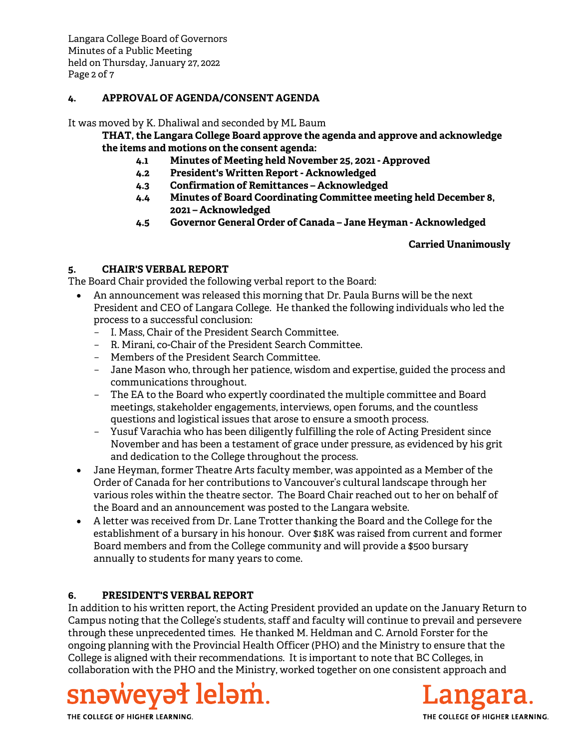## 4. APPROVAL OF AGENDA/CONSENT AGENDA

It was moved by K. Dhaliwal and seconded by ML Baum

**THAT, the Langara College Board approve the agenda and approve and acknowledge the items and motions on the consent agenda:**

- **4.1 Minutes of Meeting held November 25, 2021 - Approved**
- **4.2 President's Written Report - Acknowledged**
- **4.3 Confirmation of Remittances – Acknowledged**
- **4.4 Minutes of Board Coordinating Committee meeting held December 8, 2021 – Acknowledged**
- **4.5 Governor General Order of Canada – Jane Heyman - Acknowledged**

**Carried Unanimously**

## 5. CHAIR'S VERBAL REPORT

The Board Chair provided the following verbal report to the Board:

- An announcement was released this morning that Dr. Paula Burns will be the next President and CEO of Langara College. He thanked the following individuals who led the process to a successful conclusion:
  - I. Mass, Chair of the President Search Committee.
  - R. Mirani, co-Chair of the President Search Committee.
  - Members of the President Search Committee.
  - Jane Mason who, through her patience, wisdom and expertise, guided the process and communications throughout.
  - The EA to the Board who expertly coordinated the multiple committee and Board meetings, stakeholder engagements, interviews, open forums, and the countless questions and logistical issues that arose to ensure a smooth process.
  - Yusuf Varachia who has been diligently fulfilling the role of Acting President since November and has been a testament of grace under pressure, as evidenced by his grit and dedication to the College throughout the process.
- Jane Heyman, former Theatre Arts faculty member, was appointed as a Member of the Order of Canada for her contributions to Vancouver's cultural landscape through her various roles within the theatre sector. The Board Chair reached out to her on behalf of the Board and an announcement was posted to the Langara website.
- A letter was received from Dr. Lane Trotter thanking the Board and the College for the establishment of a bursary in his honour. Over $18K was raised from current and former Board members and from the College community and will provide a $500 bursary annually to students for many years to come.

## 6. PRESIDENT'S VERBAL REPORT

In addition to his written report, the Acting President provided an update on the January Return to Campus noting that the College's students, staff and faculty will continue to prevail and persevere through these unprecedented times. He thanked M. Heldman and C. Arnold Forster for the ongoing planning with the Provincial Health Officer (PHO) and the Ministry to ensure that the College is aligned with their recommendations. It is important to note that BC Colleges, in collaboration with the PHO and the Ministry, worked together on one consistent approach and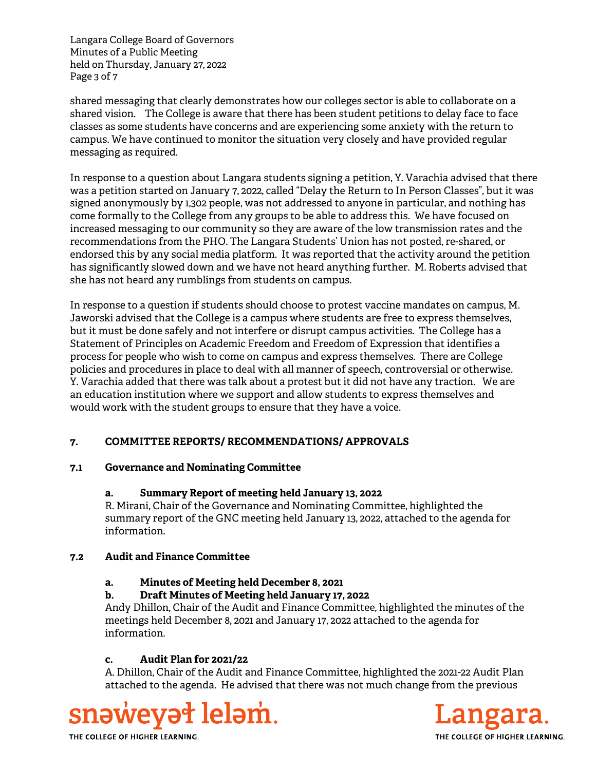shared messaging that clearly demonstrates how our colleges sector is able to collaborate on a shared vision. The College is aware that there has been student petitions to delay face to face classes as some students have concerns and are experiencing some anxiety with the return to campus. We have continued to monitor the situation very closely and have provided regular messaging as required.

In response to a question about Langara students signing a petition, Y. Varachia advised that there was a petition started on January 7, 2022, called "Delay the Return to In Person Classes", but it was signed anonymously by 1,302 people, was not addressed to anyone in particular, and nothing has come formally to the College from any groups to be able to address this. We have focused on increased messaging to our community so they are aware of the low transmission rates and the recommendations from the PHO. The Langara Students' Union has not posted, re-shared, or endorsed this by any social media platform. It was reported that the activity around the petition has significantly slowed down and we have not heard anything further. M. Roberts advised that she has not heard any rumblings from students on campus.

In response to a question if students should choose to protest vaccine mandates on campus, M. Jaworski advised that the College is a campus where students are free to express themselves, but it must be done safely and not interfere or disrupt campus activities. The College has a Statement of Principles on Academic Freedom and Freedom of Expression that identifies a process for people who wish to come on campus and express themselves. There are College policies and procedures in place to deal with all manner of speech, controversial or otherwise. Y. Varachia added that there was talk about a protest but it did not have any traction. We are an education institution where we support and allow students to express themselves and would work with the student groups to ensure that they have a voice.

## 7. COMMITTEE REPORTS/ RECOMMENDATIONS/ APPROVALS

### 7.1 Governance and Nominating Committee

#### a. Summary Report of meeting held January 13, 2022

R. Mirani, Chair of the Governance and Nominating Committee, highlighted the summary report of the GNC meeting held January 13, 2022, attached to the agenda for information.

### 7.2 Audit and Finance Committee

#### a. Minutes of Meeting held December 8, 2021

#### b. Draft Minutes of Meeting held January 17, 2022

Andy Dhillon, Chair of the Audit and Finance Committee, highlighted the minutes of the meetings held December 8, 2021 and January 17, 2022 attached to the agenda for information.

#### c. Audit Plan for 2021/22

A. Dhillon, Chair of the Audit and Finance Committee, highlighted the 2021-22 Audit Plan attached to the agenda. He advised that there was not much change from the previous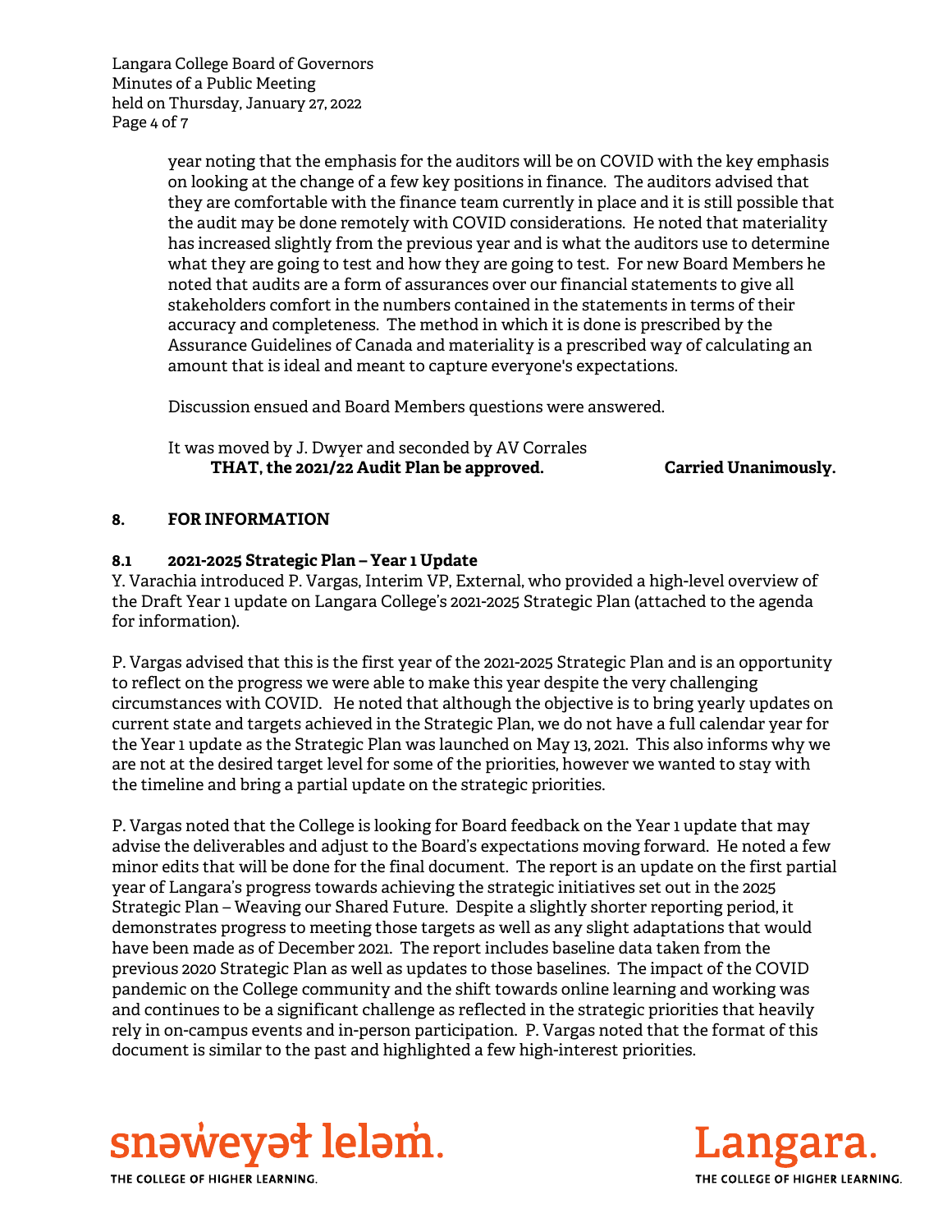year noting that the emphasis for the auditors will be on COVID with the key emphasis on looking at the change of a few key positions in finance. The auditors advised that they are comfortable with the finance team currently in place and it is still possible that the audit may be done remotely with COVID considerations. He noted that materiality has increased slightly from the previous year and is what the auditors use to determine what they are going to test and how they are going to test. For new Board Members he noted that audits are a form of assurances over our financial statements to give all stakeholders comfort in the numbers contained in the statements in terms of their accuracy and completeness. The method in which it is done is prescribed by the Assurance Guidelines of Canada and materiality is a prescribed way of calculating an amount that is ideal and meant to capture everyone's expectations.

Discussion ensued and Board Members questions were answered.

It was moved by J. Dwyer and seconded by AV Corrales

**THAT, the 2021/22 Audit Plan be approved.** **Carried Unanimously.**

## 8. FOR INFORMATION

### 8.1 2021-2025 Strategic Plan – Year 1 Update

Y. Varachia introduced P. Vargas, Interim VP, External, who provided a high-level overview of the Draft Year 1 update on Langara College's 2021-2025 Strategic Plan (attached to the agenda for information).

P. Vargas advised that this is the first year of the 2021-2025 Strategic Plan and is an opportunity to reflect on the progress we were able to make this year despite the very challenging circumstances with COVID. He noted that although the objective is to bring yearly updates on current state and targets achieved in the Strategic Plan, we do not have a full calendar year for the Year 1 update as the Strategic Plan was launched on May 13, 2021. This also informs why we are not at the desired target level for some of the priorities, however we wanted to stay with the timeline and bring a partial update on the strategic priorities.

P. Vargas noted that the College is looking for Board feedback on the Year 1 update that may advise the deliverables and adjust to the Board's expectations moving forward. He noted a few minor edits that will be done for the final document. The report is an update on the first partial year of Langara's progress towards achieving the strategic initiatives set out in the 2025 Strategic Plan – Weaving our Shared Future. Despite a slightly shorter reporting period, it demonstrates progress to meeting those targets as well as any slight adaptations that would have been made as of December 2021. The report includes baseline data taken from the previous 2020 Strategic Plan as well as updates to those baselines. The impact of the COVID pandemic on the College community and the shift towards online learning and working was and continues to be a significant challenge as reflected in the strategic priorities that heavily rely in on-campus events and in-person participation. P. Vargas noted that the format of this document is similar to the past and highlighted a few high-interest priorities.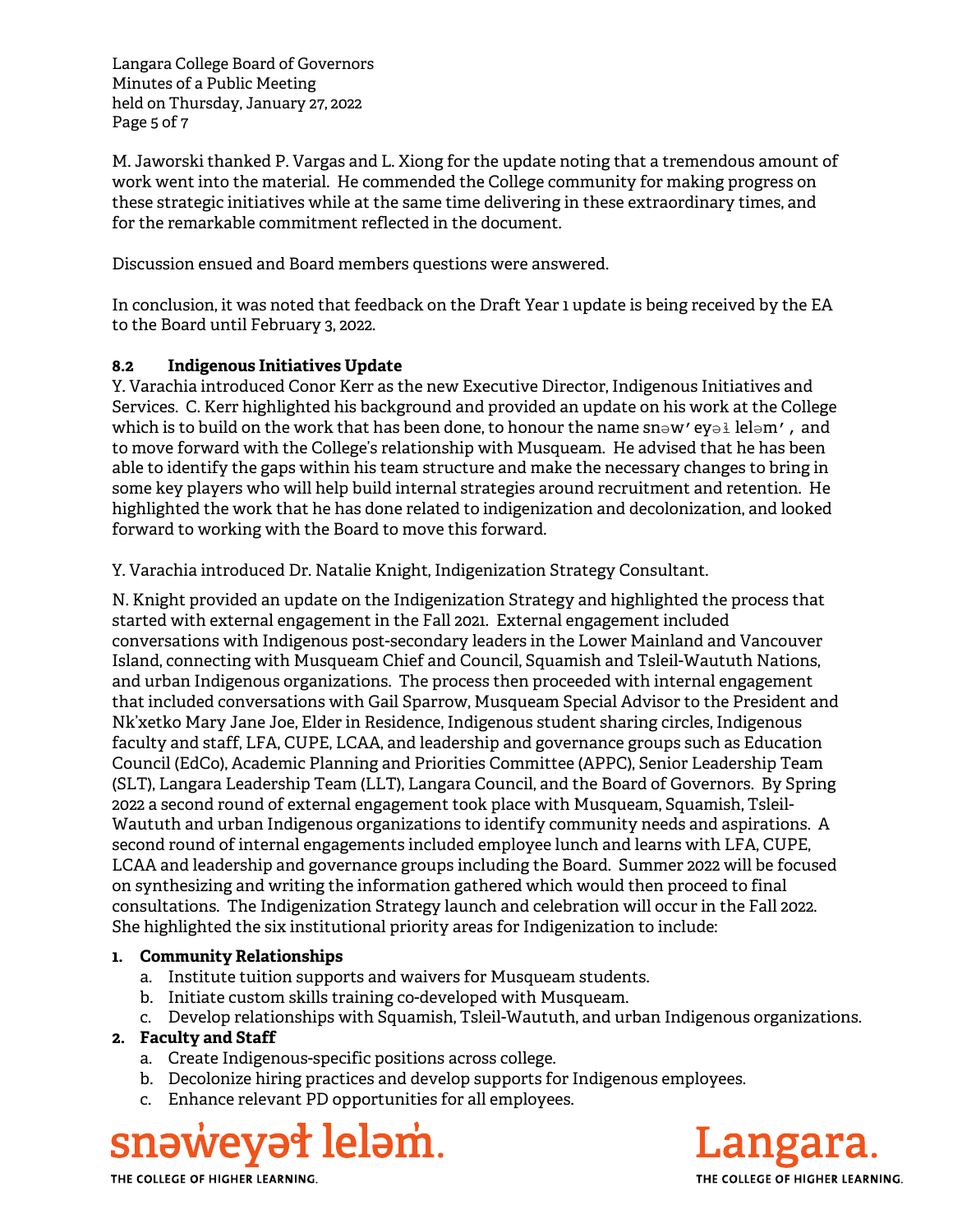M. Jaworski thanked P. Vargas and L. Xiong for the update noting that a tremendous amount of work went into the material. He commended the College community for making progress on these strategic initiatives while at the same time delivering in these extraordinary times, and for the remarkable commitment reflected in the document.

Discussion ensued and Board members questions were answered.

In conclusion, it was noted that feedback on the Draft Year 1 update is being received by the EA to the Board until February 3, 2022.

### 8.2 Indigenous Initiatives Update

Y. Varachia introduced Conor Kerr as the new Executive Director, Indigenous Initiatives and Services. C. Kerr highlighted his background and provided an update on his work at the College which is to build on the work that has been done, to honour the name snəw̓eyəɬ leləm̓, and to move forward with the College's relationship with Musqueam. He advised that he has been able to identify the gaps within his team structure and make the necessary changes to bring in some key players who will help build internal strategies around recruitment and retention. He highlighted the work that he has done related to indigenization and decolonization, and looked forward to working with the Board to move this forward.

Y. Varachia introduced Dr. Natalie Knight, Indigenization Strategy Consultant.

N. Knight provided an update on the Indigenization Strategy and highlighted the process that started with external engagement in the Fall 2021. External engagement included conversations with Indigenous post-secondary leaders in the Lower Mainland and Vancouver Island, connecting with Musqueam Chief and Council, Squamish and Tsleil-Waututh Nations, and urban Indigenous organizations. The process then proceeded with internal engagement that included conversations with Gail Sparrow, Musqueam Special Advisor to the President and Nk'xetko Mary Jane Joe, Elder in Residence, Indigenous student sharing circles, Indigenous faculty and staff, LFA, CUPE, LCAA, and leadership and governance groups such as Education Council (EdCo), Academic Planning and Priorities Committee (APPC), Senior Leadership Team (SLT), Langara Leadership Team (LLT), Langara Council, and the Board of Governors. By Spring 2022 a second round of external engagement took place with Musqueam, Squamish, Tsleil-Waututh and urban Indigenous organizations to identify community needs and aspirations. A second round of internal engagements included employee lunch and learns with LFA, CUPE, LCAA and leadership and governance groups including the Board. Summer 2022 will be focused on synthesizing and writing the information gathered which would then proceed to final consultations. The Indigenization Strategy launch and celebration will occur in the Fall 2022. She highlighted the six institutional priority areas for Indigenization to include:

1. **Community Relationships**
   a. Institute tuition supports and waivers for Musqueam students.
   b. Initiate custom skills training co-developed with Musqueam.
   c. Develop relationships with Squamish, Tsleil-Waututh, and urban Indigenous organizations.
2. **Faculty and Staff**
   a. Create Indigenous-specific positions across college.
   b. Decolonize hiring practices and develop supports for Indigenous employees.
   c. Enhance relevant PD opportunities for all employees.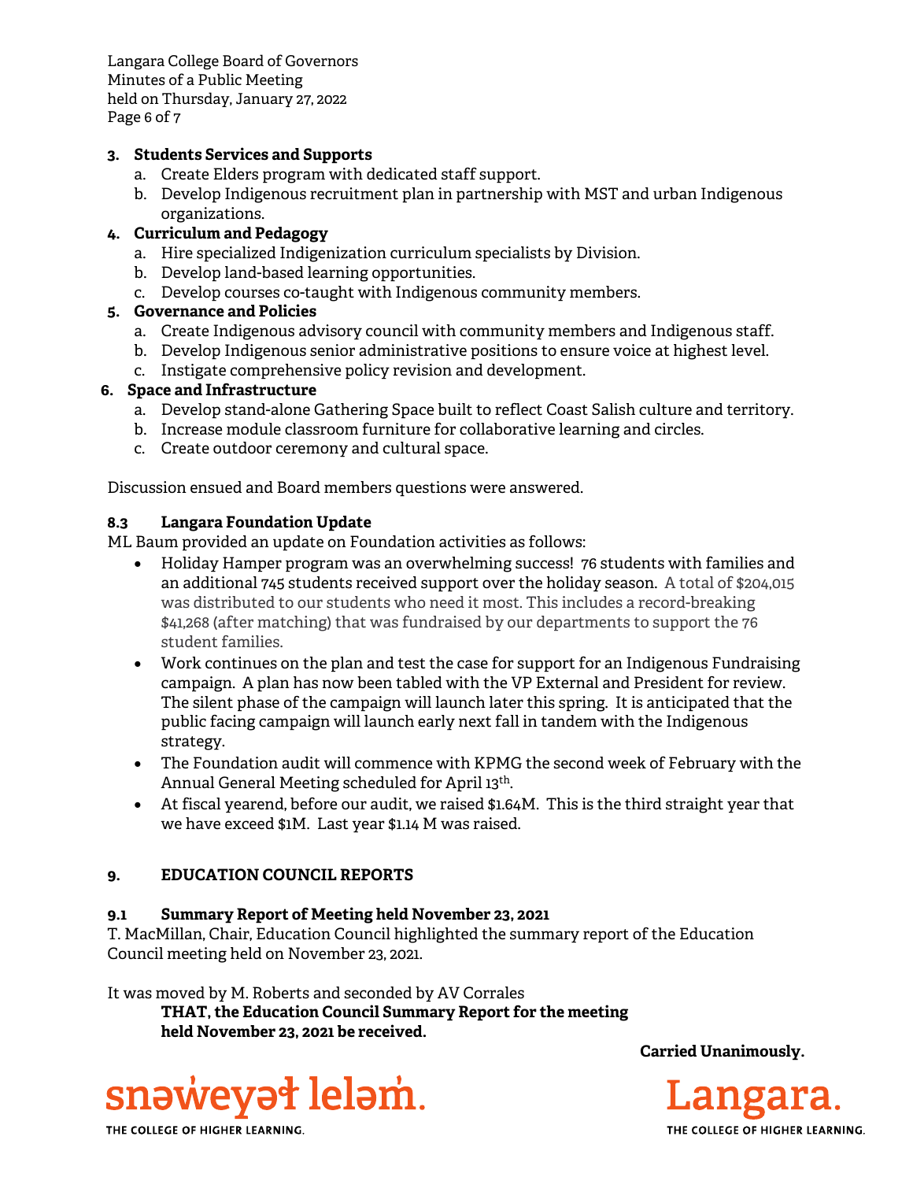3. **Students Services and Supports**
   a. Create Elders program with dedicated staff support.
   b. Develop Indigenous recruitment plan in partnership with MST and urban Indigenous organizations.
4. **Curriculum and Pedagogy**
   a. Hire specialized Indigenization curriculum specialists by Division.
   b. Develop land-based learning opportunities.
   c. Develop courses co-taught with Indigenous community members.
5. **Governance and Policies**
   a. Create Indigenous advisory council with community members and Indigenous staff.
   b. Develop Indigenous senior administrative positions to ensure voice at highest level.
   c. Instigate comprehensive policy revision and development.
6. **Space and Infrastructure**
   a. Develop stand-alone Gathering Space built to reflect Coast Salish culture and territory.
   b. Increase module classroom furniture for collaborative learning and circles.
   c. Create outdoor ceremony and cultural space.

Discussion ensued and Board members questions were answered.

### 8.3 Langara Foundation Update

ML Baum provided an update on Foundation activities as follows:

- Holiday Hamper program was an overwhelming success! 76 students with families and an additional 745 students received support over the holiday season. A total of $204,015 was distributed to our students who need it most. This includes a record-breaking $41,268 (after matching) that was fundraised by our departments to support the 76 student families.
- Work continues on the plan and test the case for support for an Indigenous Fundraising campaign. A plan has now been tabled with the VP External and President for review. The silent phase of the campaign will launch later this spring. It is anticipated that the public facing campaign will launch early next fall in tandem with the Indigenous strategy.
- The Foundation audit will commence with KPMG the second week of February with the Annual General Meeting scheduled for April 13th.
- At fiscal yearend, before our audit, we raised $1.64M. This is the third straight year that we have exceed $1M. Last year $1.14 M was raised.

## 9. EDUCATION COUNCIL REPORTS

### 9.1 Summary Report of Meeting held November 23, 2021

T. MacMillan, Chair, Education Council highlighted the summary report of the Education Council meeting held on November 23, 2021.

It was moved by M. Roberts and seconded by AV Corrales

> **THAT, the Education Council Summary Report for the meeting held November 23, 2021 be received.**

**Carried Unanimously.**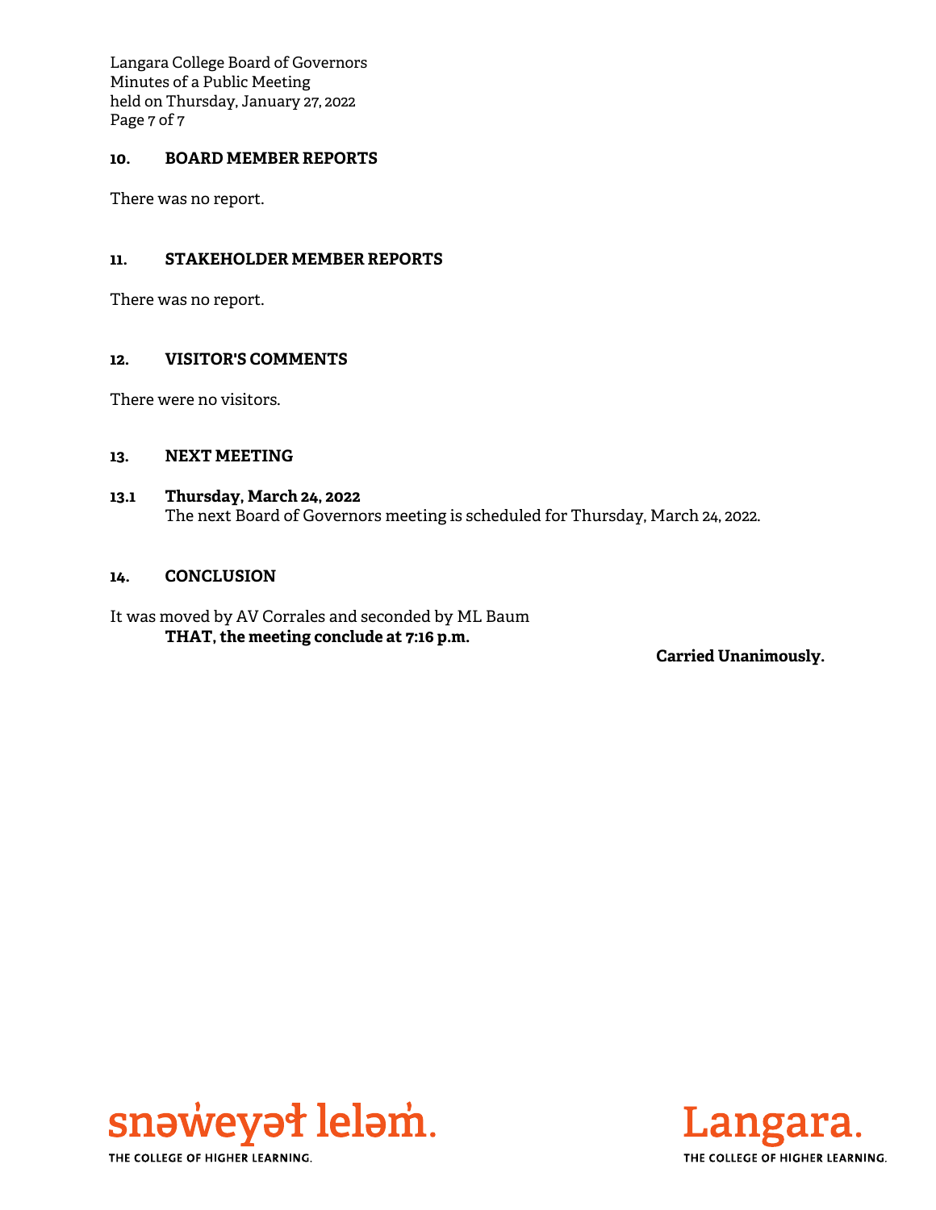## 10. BOARD MEMBER REPORTS

There was no report.

## 11. STAKEHOLDER MEMBER REPORTS

There was no report.

## 12. VISITOR'S COMMENTS

There were no visitors.

## 13. NEXT MEETING

**13.1 Thursday, March 24, 2022**
The next Board of Governors meeting is scheduled for Thursday, March 24, 2022.

## 14. CONCLUSION

It was moved by AV Corrales and seconded by ML Baum
**THAT, the meeting conclude at 7:16 p.m.**

**Carried Unanimously.**